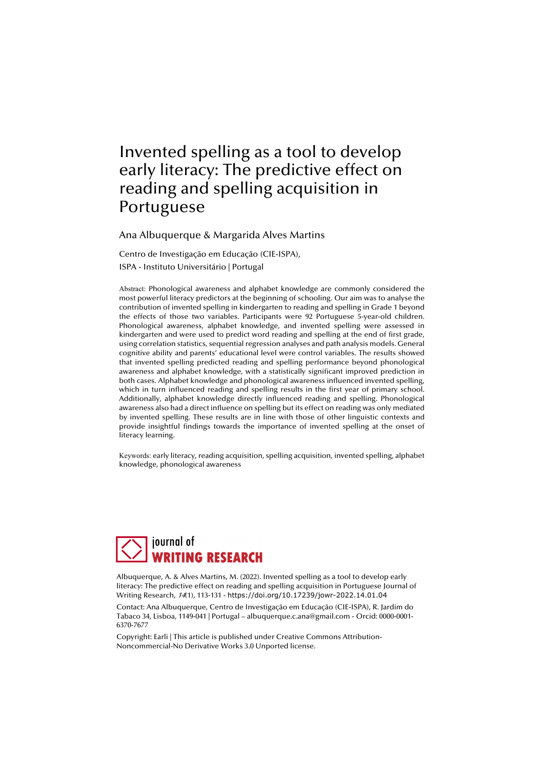# Invented spelling as a tool to develop early literacy: The predictive effect on reading and spelling acquisition in Portuguese

Ana Albuquerque & Margarida Alves Martins

Centro de Investigação em Educação (CIE-ISPA),
ISPA - Instituto Universitário | Portugal

Abstract: Phonological awareness and alphabet knowledge are commonly considered the most powerful literacy predictors at the beginning of schooling. Our aim was to analyse the contribution of invented spelling in kindergarten to reading and spelling in Grade 1 beyond the effects of those two variables. Participants were 92 Portuguese 5-year-old children. Phonological awareness, alphabet knowledge, and invented spelling were assessed in kindergarten and were used to predict word reading and spelling at the end of first grade, using correlation statistics, sequential regression analyses and path analysis models. General cognitive ability and parents' educational level were control variables. The results showed that invented spelling predicted reading and spelling performance beyond phonological awareness and alphabet knowledge, with a statistically significant improved prediction in both cases. Alphabet knowledge and phonological awareness influenced invented spelling, which in turn influenced reading and spelling results in the first year of primary school. Additionally, alphabet knowledge directly influenced reading and spelling. Phonological awareness also had a direct influence on spelling but its effect on reading was only mediated by invented spelling. These results are in line with those of other linguistic contexts and provide insightful findings towards the importance of invented spelling at the onset of literacy learning.

Keywords: early literacy, reading acquisition, spelling acquisition, invented spelling, alphabet knowledge, phonological awareness

journal of WRITING RESEARCH

Albuquerque, A. & Alves Martins, M. (2022). Invented spelling as a tool to develop early literacy: The predictive effect on reading and spelling acquisition in Portuguese Journal of Writing Research, *14*(1), 113-131 - https://doi.org/10.17239/jowr-2022.14.01.04

Contact: Ana Albuquerque, Centro de Investigação em Educação (CIE-ISPA), R. Jardim do Tabaco 34, Lisboa, 1149-041 | Portugal – albuquerque.c.ana@gmail.com - Orcid: 0000-0001-6370-7677

Copyright: Earli | This article is published under Creative Commons Attribution-Noncommercial-No Derivative Works 3.0 Unported license.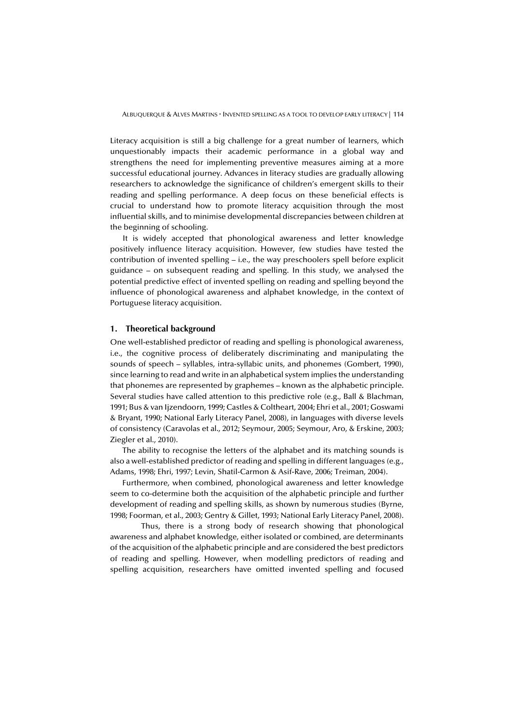Literacy acquisition is still a big challenge for a great number of learners, which unquestionably impacts their academic performance in a global way and strengthens the need for implementing preventive measures aiming at a more successful educational journey. Advances in literacy studies are gradually allowing researchers to acknowledge the significance of children's emergent skills to their reading and spelling performance. A deep focus on these beneficial effects is crucial to understand how to promote literacy acquisition through the most influential skills, and to minimise developmental discrepancies between children at the beginning of schooling.

It is widely accepted that phonological awareness and letter knowledge positively influence literacy acquisition. However, few studies have tested the contribution of invented spelling – i.e., the way preschoolers spell before explicit guidance – on subsequent reading and spelling. In this study, we analysed the potential predictive effect of invented spelling on reading and spelling beyond the influence of phonological awareness and alphabet knowledge, in the context of Portuguese literacy acquisition.

## 1. Theoretical background

One well-established predictor of reading and spelling is phonological awareness, i.e., the cognitive process of deliberately discriminating and manipulating the sounds of speech – syllables, intra-syllabic units, and phonemes (Gombert, 1990), since learning to read and write in an alphabetical system implies the understanding that phonemes are represented by graphemes – known as the alphabetic principle. Several studies have called attention to this predictive role (e.g., Ball & Blachman, 1991; Bus & van Ijzendoorn, 1999; Castles & Coltheart, 2004; Ehri et al., 2001; Goswami & Bryant, 1990; National Early Literacy Panel, 2008), in languages with diverse levels of consistency (Caravolas et al., 2012; Seymour, 2005; Seymour, Aro, & Erskine, 2003; Ziegler et al., 2010).

The ability to recognise the letters of the alphabet and its matching sounds is also a well-established predictor of reading and spelling in different languages (e.g., Adams, 1998; Ehri, 1997; Levin, Shatil-Carmon & Asif-Rave, 2006; Treiman, 2004).

Furthermore, when combined, phonological awareness and letter knowledge seem to co-determine both the acquisition of the alphabetic principle and further development of reading and spelling skills, as shown by numerous studies (Byrne, 1998; Foorman, et al., 2003; Gentry & Gillet, 1993; National Early Literacy Panel, 2008).

Thus, there is a strong body of research showing that phonological awareness and alphabet knowledge, either isolated or combined, are determinants of the acquisition of the alphabetic principle and are considered the best predictors of reading and spelling. However, when modelling predictors of reading and spelling acquisition, researchers have omitted invented spelling and focused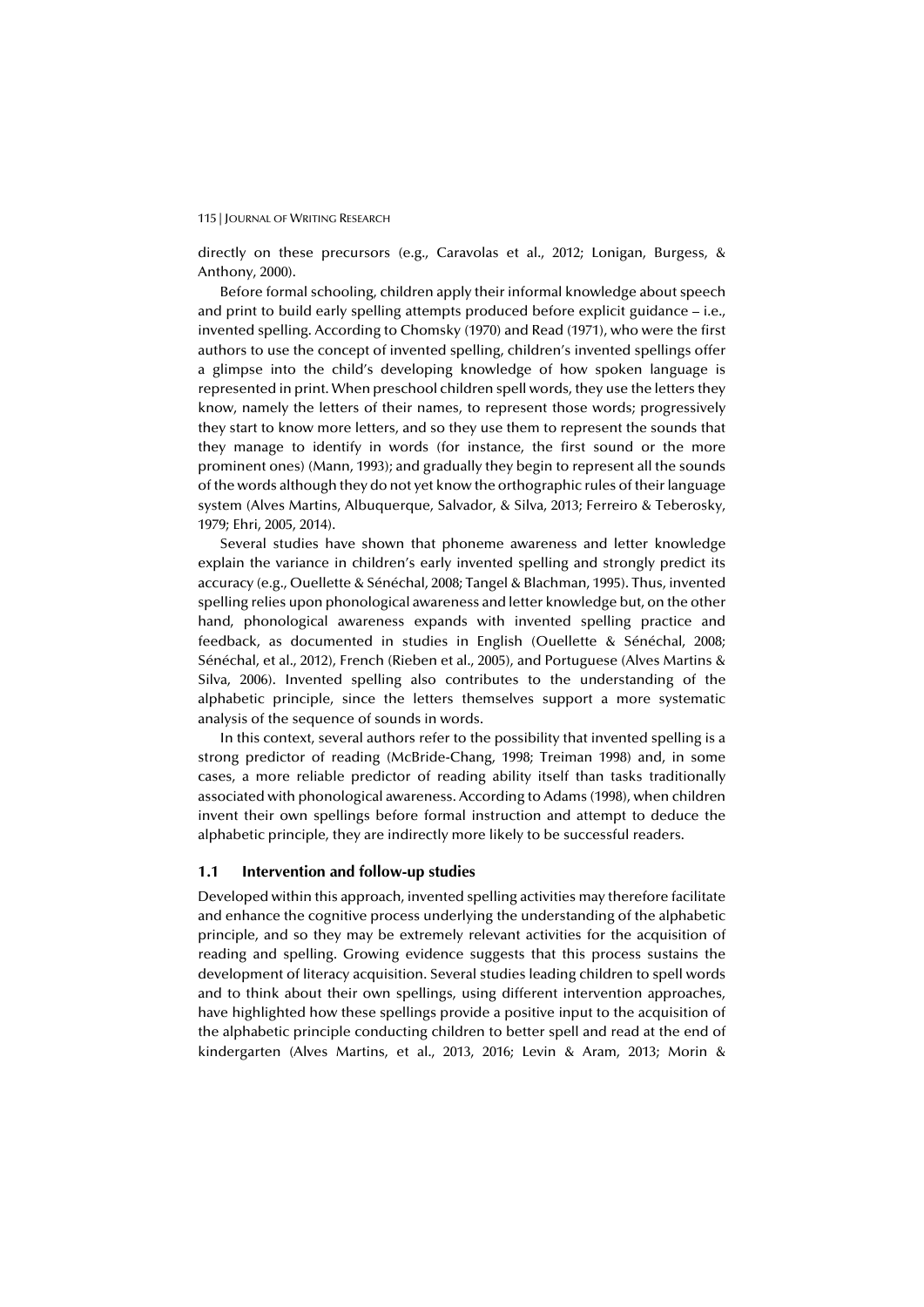directly on these precursors (e.g., Caravolas et al., 2012; Lonigan, Burgess, & Anthony, 2000).

Before formal schooling, children apply their informal knowledge about speech and print to build early spelling attempts produced before explicit guidance – i.e., invented spelling. According to Chomsky (1970) and Read (1971), who were the first authors to use the concept of invented spelling, children's invented spellings offer a glimpse into the child's developing knowledge of how spoken language is represented in print. When preschool children spell words, they use the letters they know, namely the letters of their names, to represent those words; progressively they start to know more letters, and so they use them to represent the sounds that they manage to identify in words (for instance, the first sound or the more prominent ones) (Mann, 1993); and gradually they begin to represent all the sounds of the words although they do not yet know the orthographic rules of their language system (Alves Martins, Albuquerque, Salvador, & Silva, 2013; Ferreiro & Teberosky, 1979; Ehri, 2005, 2014).

Several studies have shown that phoneme awareness and letter knowledge explain the variance in children's early invented spelling and strongly predict its accuracy (e.g., Ouellette & Sénéchal, 2008; Tangel & Blachman, 1995). Thus, invented spelling relies upon phonological awareness and letter knowledge but, on the other hand, phonological awareness expands with invented spelling practice and feedback, as documented in studies in English (Ouellette & Sénéchal, 2008; Sénéchal, et al., 2012), French (Rieben et al., 2005), and Portuguese (Alves Martins & Silva, 2006). Invented spelling also contributes to the understanding of the alphabetic principle, since the letters themselves support a more systematic analysis of the sequence of sounds in words.

In this context, several authors refer to the possibility that invented spelling is a strong predictor of reading (McBride-Chang, 1998; Treiman 1998) and, in some cases, a more reliable predictor of reading ability itself than tasks traditionally associated with phonological awareness. According to Adams (1998), when children invent their own spellings before formal instruction and attempt to deduce the alphabetic principle, they are indirectly more likely to be successful readers.

### 1.1 Intervention and follow-up studies

Developed within this approach, invented spelling activities may therefore facilitate and enhance the cognitive process underlying the understanding of the alphabetic principle, and so they may be extremely relevant activities for the acquisition of reading and spelling. Growing evidence suggests that this process sustains the development of literacy acquisition. Several studies leading children to spell words and to think about their own spellings, using different intervention approaches, have highlighted how these spellings provide a positive input to the acquisition of the alphabetic principle conducting children to better spell and read at the end of kindergarten (Alves Martins, et al., 2013, 2016; Levin & Aram, 2013; Morin &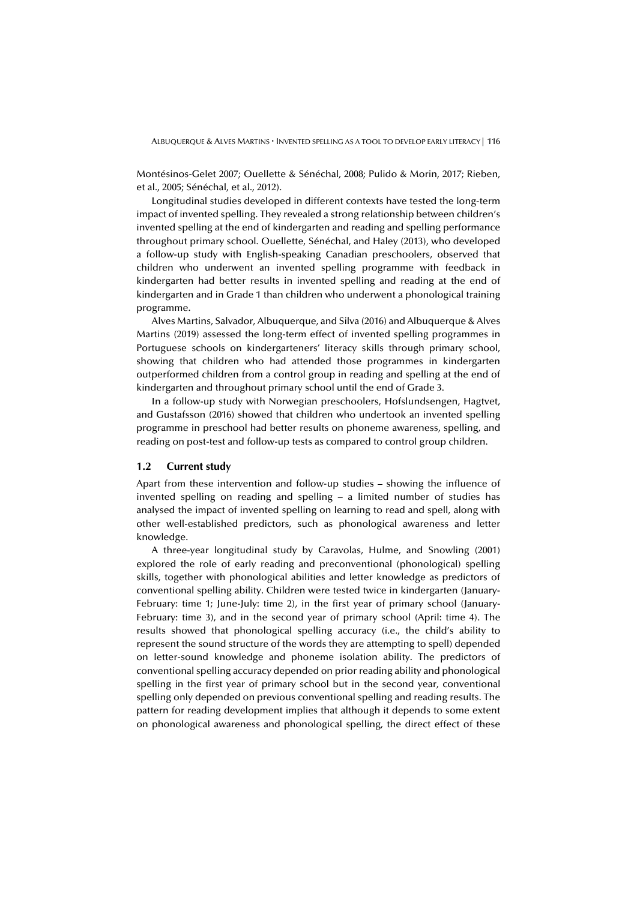Montésinos-Gelet 2007; Ouellette & Sénéchal, 2008; Pulido & Morin, 2017; Rieben, et al., 2005; Sénéchal, et al., 2012).

Longitudinal studies developed in different contexts have tested the long-term impact of invented spelling. They revealed a strong relationship between children's invented spelling at the end of kindergarten and reading and spelling performance throughout primary school. Ouellette, Sénéchal, and Haley (2013), who developed a follow-up study with English-speaking Canadian preschoolers, observed that children who underwent an invented spelling programme with feedback in kindergarten had better results in invented spelling and reading at the end of kindergarten and in Grade 1 than children who underwent a phonological training programme.

Alves Martins, Salvador, Albuquerque, and Silva (2016) and Albuquerque & Alves Martins (2019) assessed the long-term effect of invented spelling programmes in Portuguese schools on kindergarteners' literacy skills through primary school, showing that children who had attended those programmes in kindergarten outperformed children from a control group in reading and spelling at the end of kindergarten and throughout primary school until the end of Grade 3.

In a follow-up study with Norwegian preschoolers, Hofslundsengen, Hagtvet, and Gustafsson (2016) showed that children who undertook an invented spelling programme in preschool had better results on phoneme awareness, spelling, and reading on post-test and follow-up tests as compared to control group children.

### 1.2 Current study

Apart from these intervention and follow-up studies – showing the influence of invented spelling on reading and spelling – a limited number of studies has analysed the impact of invented spelling on learning to read and spell, along with other well-established predictors, such as phonological awareness and letter knowledge.

A three-year longitudinal study by Caravolas, Hulme, and Snowling (2001) explored the role of early reading and preconventional (phonological) spelling skills, together with phonological abilities and letter knowledge as predictors of conventional spelling ability. Children were tested twice in kindergarten (January-February: time 1; June-July: time 2), in the first year of primary school (January-February: time 3), and in the second year of primary school (April: time 4). The results showed that phonological spelling accuracy (i.e., the child's ability to represent the sound structure of the words they are attempting to spell) depended on letter-sound knowledge and phoneme isolation ability. The predictors of conventional spelling accuracy depended on prior reading ability and phonological spelling in the first year of primary school but in the second year, conventional spelling only depended on previous conventional spelling and reading results. The pattern for reading development implies that although it depends to some extent on phonological awareness and phonological spelling, the direct effect of these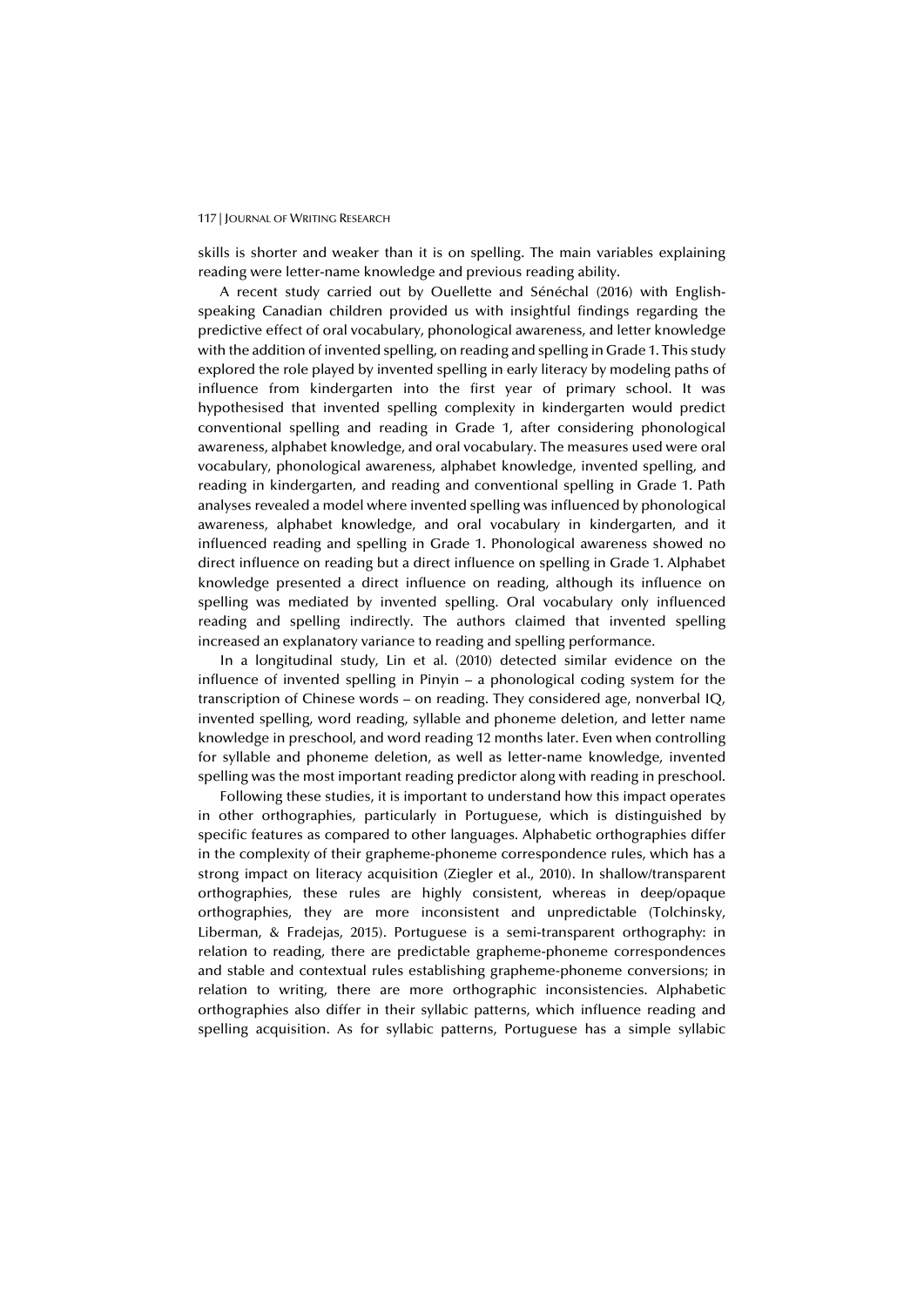skills is shorter and weaker than it is on spelling. The main variables explaining reading were letter-name knowledge and previous reading ability.

A recent study carried out by Ouellette and Sénéchal (2016) with English-speaking Canadian children provided us with insightful findings regarding the predictive effect of oral vocabulary, phonological awareness, and letter knowledge with the addition of invented spelling, on reading and spelling in Grade 1. This study explored the role played by invented spelling in early literacy by modeling paths of influence from kindergarten into the first year of primary school. It was hypothesised that invented spelling complexity in kindergarten would predict conventional spelling and reading in Grade 1, after considering phonological awareness, alphabet knowledge, and oral vocabulary. The measures used were oral vocabulary, phonological awareness, alphabet knowledge, invented spelling, and reading in kindergarten, and reading and conventional spelling in Grade 1. Path analyses revealed a model where invented spelling was influenced by phonological awareness, alphabet knowledge, and oral vocabulary in kindergarten, and it influenced reading and spelling in Grade 1. Phonological awareness showed no direct influence on reading but a direct influence on spelling in Grade 1. Alphabet knowledge presented a direct influence on reading, although its influence on spelling was mediated by invented spelling. Oral vocabulary only influenced reading and spelling indirectly. The authors claimed that invented spelling increased an explanatory variance to reading and spelling performance.

In a longitudinal study, Lin et al. (2010) detected similar evidence on the influence of invented spelling in Pinyin – a phonological coding system for the transcription of Chinese words – on reading. They considered age, nonverbal IQ, invented spelling, word reading, syllable and phoneme deletion, and letter name knowledge in preschool, and word reading 12 months later. Even when controlling for syllable and phoneme deletion, as well as letter-name knowledge, invented spelling was the most important reading predictor along with reading in preschool.

Following these studies, it is important to understand how this impact operates in other orthographies, particularly in Portuguese, which is distinguished by specific features as compared to other languages. Alphabetic orthographies differ in the complexity of their grapheme-phoneme correspondence rules, which has a strong impact on literacy acquisition (Ziegler et al., 2010). In shallow/transparent orthographies, these rules are highly consistent, whereas in deep/opaque orthographies, they are more inconsistent and unpredictable (Tolchinsky, Liberman, & Fradejas, 2015). Portuguese is a semi-transparent orthography: in relation to reading, there are predictable grapheme-phoneme correspondences and stable and contextual rules establishing grapheme-phoneme conversions; in relation to writing, there are more orthographic inconsistencies. Alphabetic orthographies also differ in their syllabic patterns, which influence reading and spelling acquisition. As for syllabic patterns, Portuguese has a simple syllabic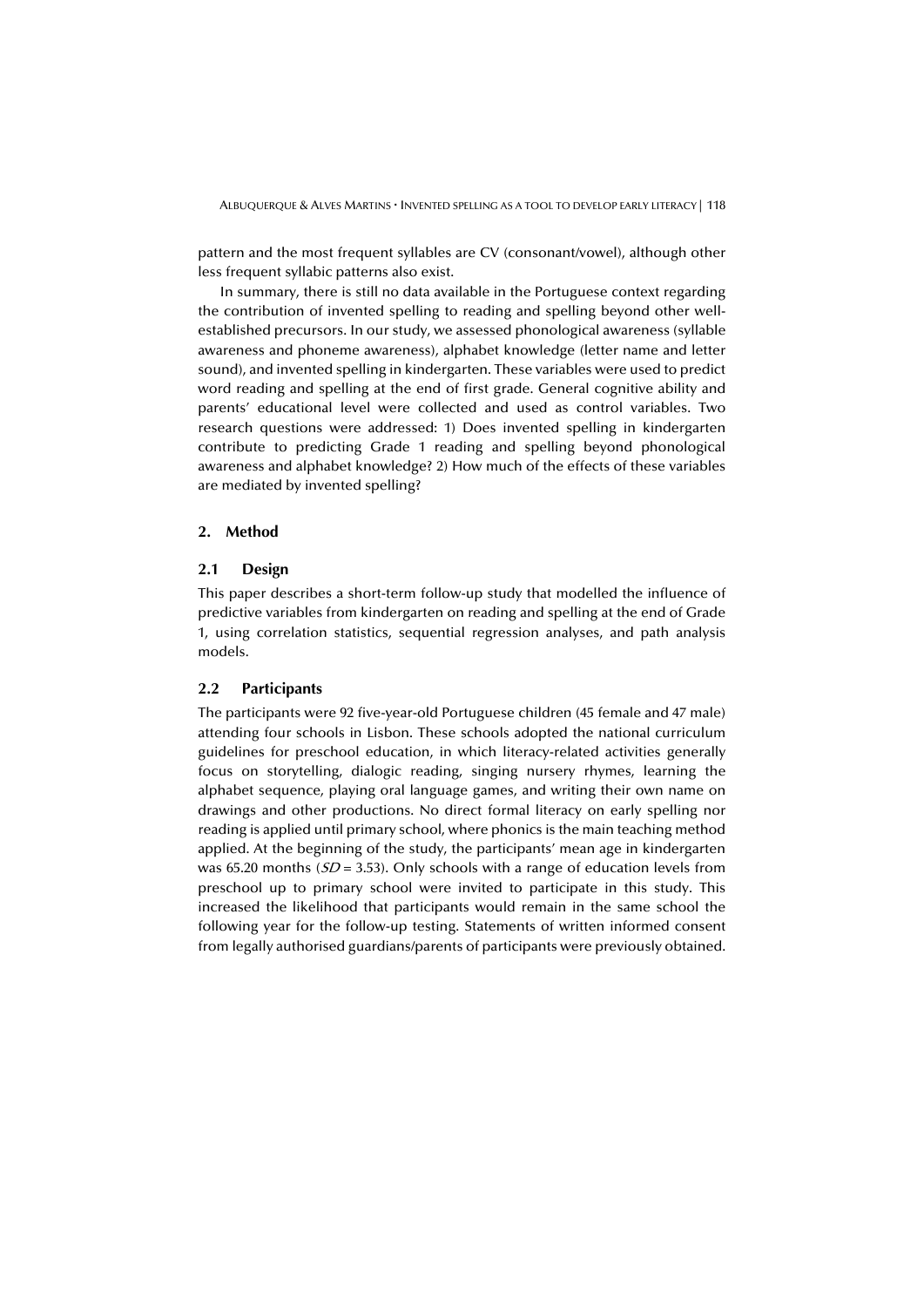pattern and the most frequent syllables are CV (consonant/vowel), although other less frequent syllabic patterns also exist.

In summary, there is still no data available in the Portuguese context regarding the contribution of invented spelling to reading and spelling beyond other well-established precursors. In our study, we assessed phonological awareness (syllable awareness and phoneme awareness), alphabet knowledge (letter name and letter sound), and invented spelling in kindergarten. These variables were used to predict word reading and spelling at the end of first grade. General cognitive ability and parents' educational level were collected and used as control variables. Two research questions were addressed: 1) Does invented spelling in kindergarten contribute to predicting Grade 1 reading and spelling beyond phonological awareness and alphabet knowledge? 2) How much of the effects of these variables are mediated by invented spelling?

## 2. Method

### 2.1 Design

This paper describes a short-term follow-up study that modelled the influence of predictive variables from kindergarten on reading and spelling at the end of Grade 1, using correlation statistics, sequential regression analyses, and path analysis models.

### 2.2 Participants

The participants were 92 five-year-old Portuguese children (45 female and 47 male) attending four schools in Lisbon. These schools adopted the national curriculum guidelines for preschool education, in which literacy-related activities generally focus on storytelling, dialogic reading, singing nursery rhymes, learning the alphabet sequence, playing oral language games, and writing their own name on drawings and other productions. No direct formal literacy on early spelling nor reading is applied until primary school, where phonics is the main teaching method applied. At the beginning of the study, the participants' mean age in kindergarten was 65.20 months ($SD$ = 3.53). Only schools with a range of education levels from preschool up to primary school were invited to participate in this study. This increased the likelihood that participants would remain in the same school the following year for the follow-up testing. Statements of written informed consent from legally authorised guardians/parents of participants were previously obtained.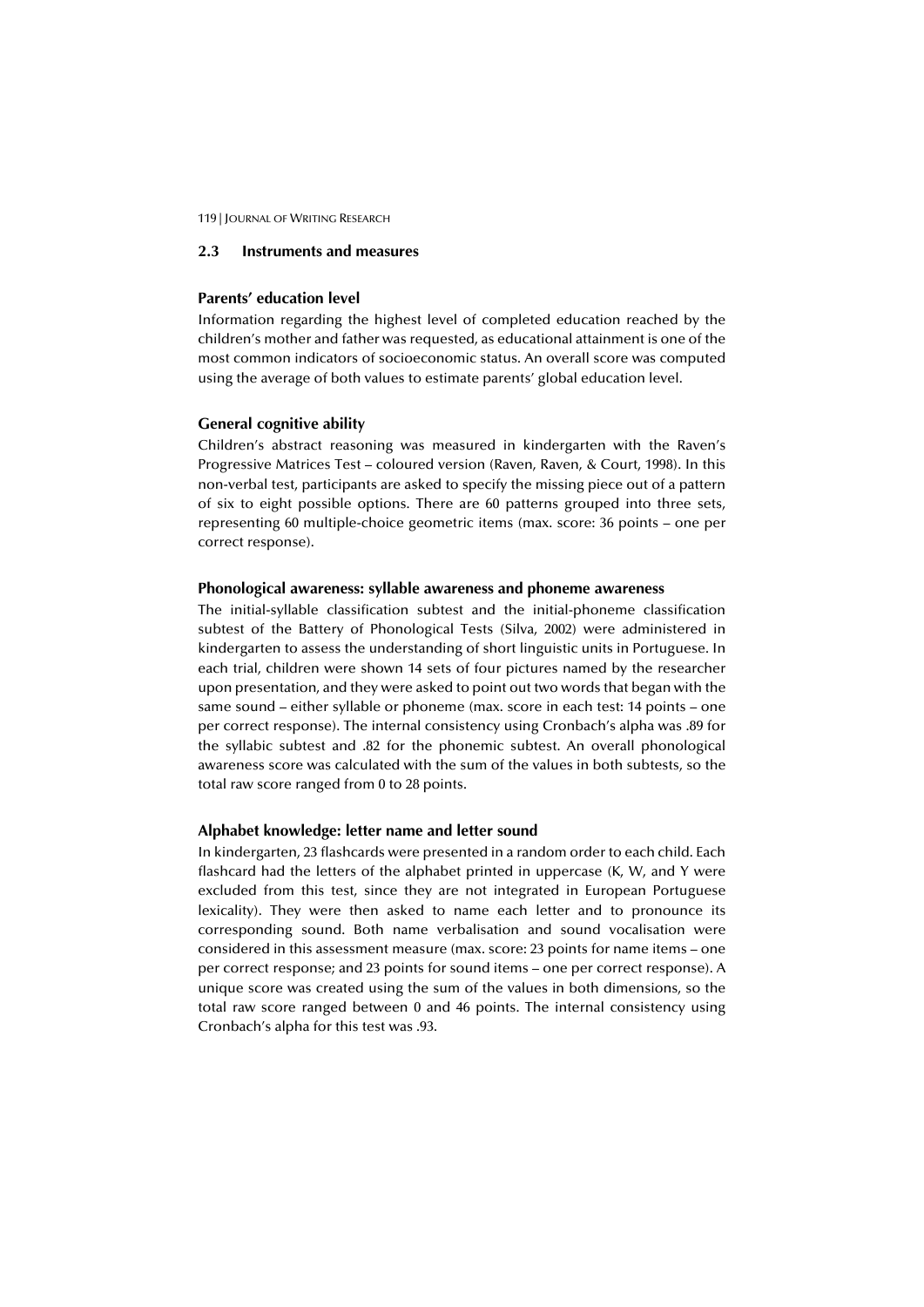## 2.3 Instruments and measures

### Parents' education level

Information regarding the highest level of completed education reached by the children's mother and father was requested, as educational attainment is one of the most common indicators of socioeconomic status. An overall score was computed using the average of both values to estimate parents' global education level.

### General cognitive ability

Children's abstract reasoning was measured in kindergarten with the Raven's Progressive Matrices Test – coloured version (Raven, Raven, & Court, 1998). In this non-verbal test, participants are asked to specify the missing piece out of a pattern of six to eight possible options. There are 60 patterns grouped into three sets, representing 60 multiple-choice geometric items (max. score: 36 points – one per correct response).

### Phonological awareness: syllable awareness and phoneme awareness

The initial-syllable classification subtest and the initial-phoneme classification subtest of the Battery of Phonological Tests (Silva, 2002) were administered in kindergarten to assess the understanding of short linguistic units in Portuguese. In each trial, children were shown 14 sets of four pictures named by the researcher upon presentation, and they were asked to point out two words that began with the same sound – either syllable or phoneme (max. score in each test: 14 points – one per correct response). The internal consistency using Cronbach's alpha was .89 for the syllabic subtest and .82 for the phonemic subtest. An overall phonological awareness score was calculated with the sum of the values in both subtests, so the total raw score ranged from 0 to 28 points.

### Alphabet knowledge: letter name and letter sound

In kindergarten, 23 flashcards were presented in a random order to each child. Each flashcard had the letters of the alphabet printed in uppercase (K, W, and Y were excluded from this test, since they are not integrated in European Portuguese lexicality). They were then asked to name each letter and to pronounce its corresponding sound. Both name verbalisation and sound vocalisation were considered in this assessment measure (max. score: 23 points for name items – one per correct response; and 23 points for sound items – one per correct response). A unique score was created using the sum of the values in both dimensions, so the total raw score ranged between 0 and 46 points. The internal consistency using Cronbach's alpha for this test was .93.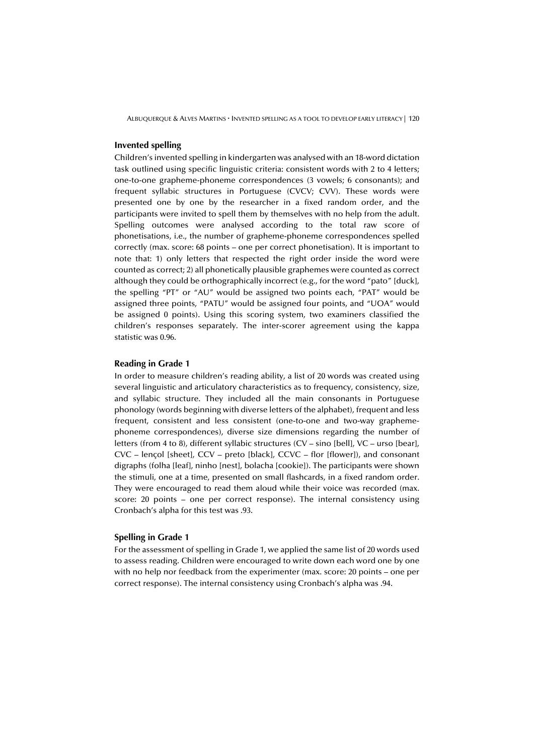### Invented spelling

Children's invented spelling in kindergarten was analysed with an 18-word dictation task outlined using specific linguistic criteria: consistent words with 2 to 4 letters; one-to-one grapheme-phoneme correspondences (3 vowels; 6 consonants); and frequent syllabic structures in Portuguese (CVCV; CVV). These words were presented one by one by the researcher in a fixed random order, and the participants were invited to spell them by themselves with no help from the adult. Spelling outcomes were analysed according to the total raw score of phonetisations, i.e., the number of grapheme-phoneme correspondences spelled correctly (max. score: 68 points – one per correct phonetisation). It is important to note that: 1) only letters that respected the right order inside the word were counted as correct; 2) all phonetically plausible graphemes were counted as correct although they could be orthographically incorrect (e.g., for the word "pato" [duck], the spelling "PT" or "AU" would be assigned two points each, "PAT" would be assigned three points, "PATU" would be assigned four points, and "UOA" would be assigned 0 points). Using this scoring system, two examiners classified the children's responses separately. The inter-scorer agreement using the kappa statistic was 0.96.

### Reading in Grade 1

In order to measure children's reading ability, a list of 20 words was created using several linguistic and articulatory characteristics as to frequency, consistency, size, and syllabic structure. They included all the main consonants in Portuguese phonology (words beginning with diverse letters of the alphabet), frequent and less frequent, consistent and less consistent (one-to-one and two-way grapheme-phoneme correspondences), diverse size dimensions regarding the number of letters (from 4 to 8), different syllabic structures (CV – sino [bell], VC – urso [bear], CVC – lençol [sheet], CCV – preto [black], CCVC – flor [flower]), and consonant digraphs (folha [leaf], ninho [nest], bolacha [cookie]). The participants were shown the stimuli, one at a time, presented on small flashcards, in a fixed random order. They were encouraged to read them aloud while their voice was recorded (max. score: 20 points – one per correct response). The internal consistency using Cronbach's alpha for this test was .93.

### Spelling in Grade 1

For the assessment of spelling in Grade 1, we applied the same list of 20 words used to assess reading. Children were encouraged to write down each word one by one with no help nor feedback from the experimenter (max. score: 20 points – one per correct response). The internal consistency using Cronbach's alpha was .94.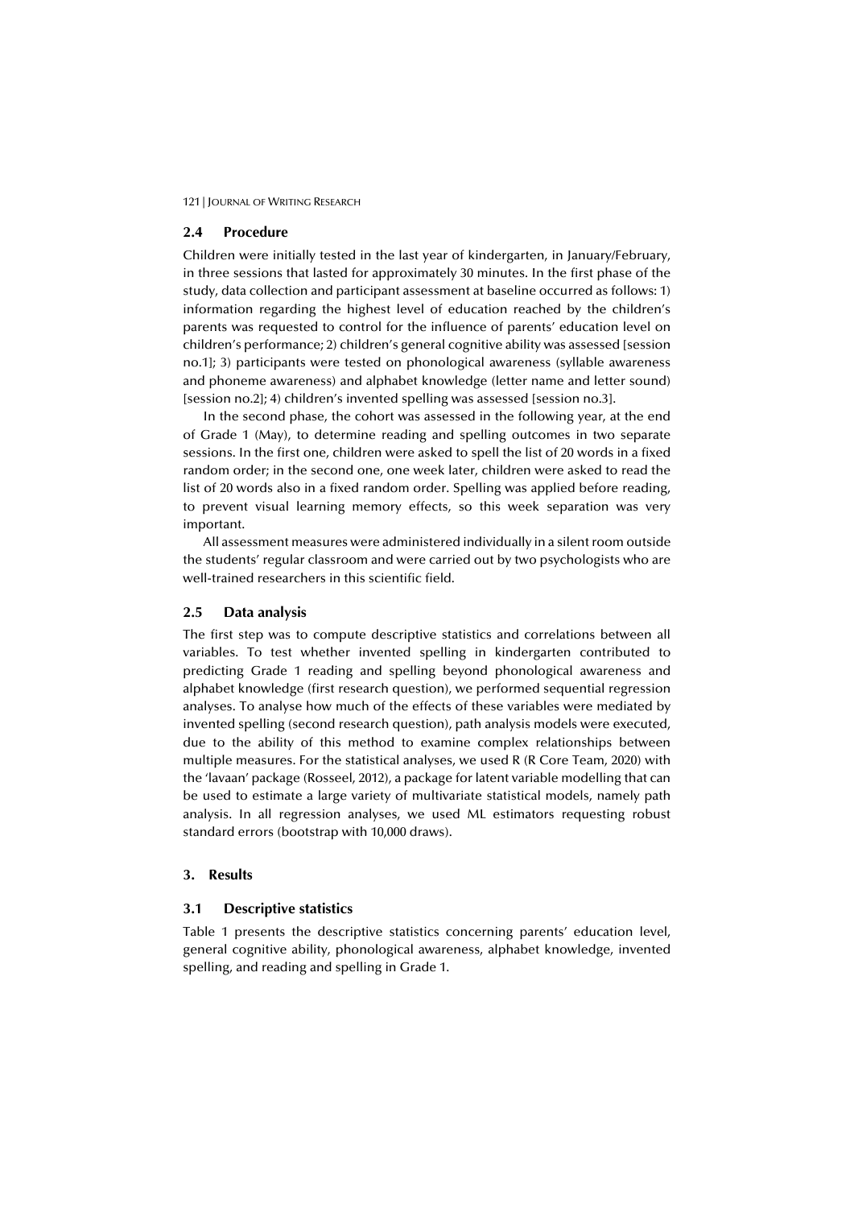### 2.4 Procedure

Children were initially tested in the last year of kindergarten, in January/February, in three sessions that lasted for approximately 30 minutes. In the first phase of the study, data collection and participant assessment at baseline occurred as follows: 1) information regarding the highest level of education reached by the children's parents was requested to control for the influence of parents' education level on children's performance; 2) children's general cognitive ability was assessed [session no.1]; 3) participants were tested on phonological awareness (syllable awareness and phoneme awareness) and alphabet knowledge (letter name and letter sound) [session no.2]; 4) children's invented spelling was assessed [session no.3].

In the second phase, the cohort was assessed in the following year, at the end of Grade 1 (May), to determine reading and spelling outcomes in two separate sessions. In the first one, children were asked to spell the list of 20 words in a fixed random order; in the second one, one week later, children were asked to read the list of 20 words also in a fixed random order. Spelling was applied before reading, to prevent visual learning memory effects, so this week separation was very important.

All assessment measures were administered individually in a silent room outside the students' regular classroom and were carried out by two psychologists who are well-trained researchers in this scientific field.

### 2.5 Data analysis

The first step was to compute descriptive statistics and correlations between all variables. To test whether invented spelling in kindergarten contributed to predicting Grade 1 reading and spelling beyond phonological awareness and alphabet knowledge (first research question), we performed sequential regression analyses. To analyse how much of the effects of these variables were mediated by invented spelling (second research question), path analysis models were executed, due to the ability of this method to examine complex relationships between multiple measures. For the statistical analyses, we used R (R Core Team, 2020) with the 'lavaan' package (Rosseel, 2012), a package for latent variable modelling that can be used to estimate a large variety of multivariate statistical models, namely path analysis. In all regression analyses, we used ML estimators requesting robust standard errors (bootstrap with 10,000 draws).

## 3. Results

### 3.1 Descriptive statistics

Table 1 presents the descriptive statistics concerning parents' education level, general cognitive ability, phonological awareness, alphabet knowledge, invented spelling, and reading and spelling in Grade 1.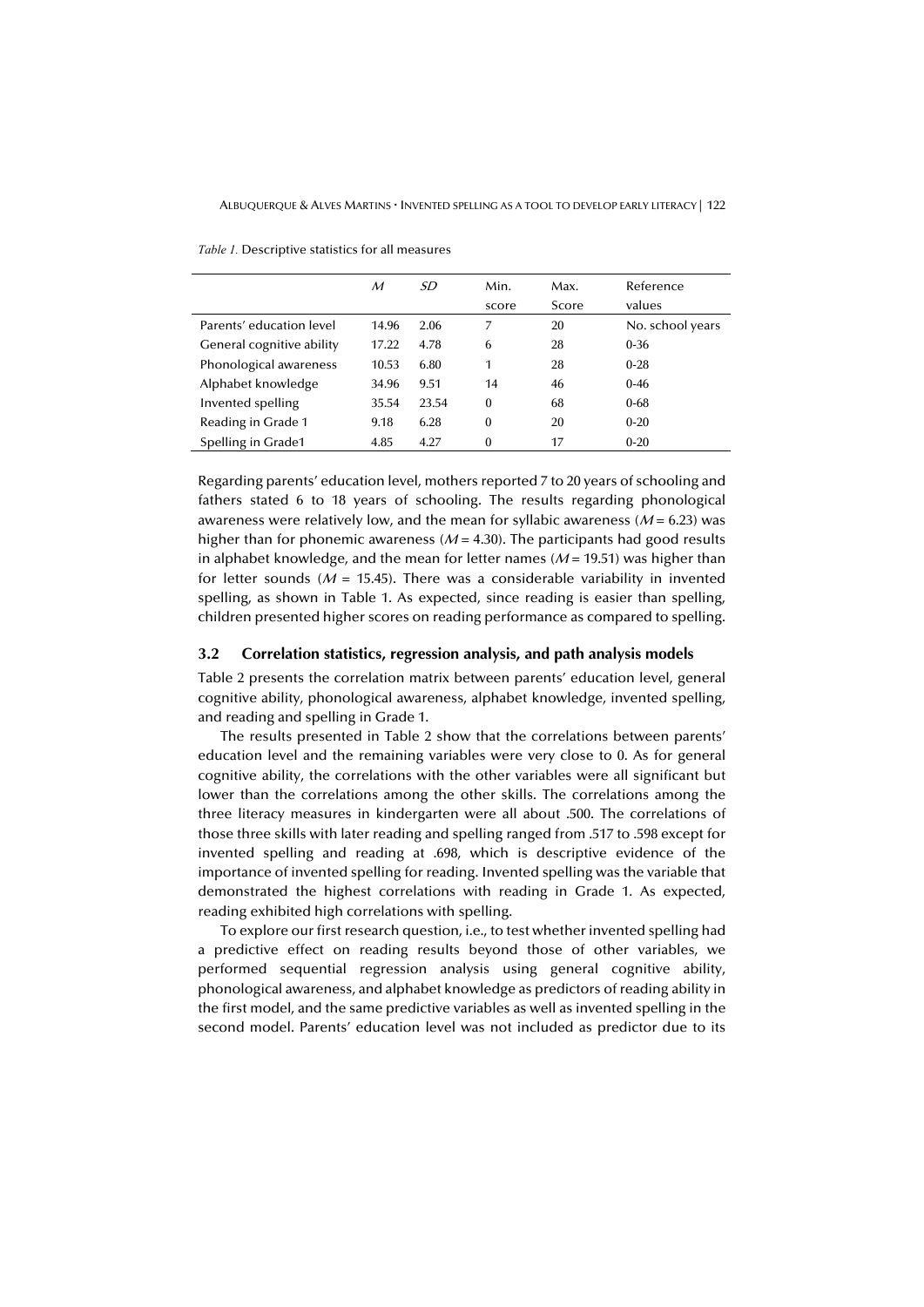*Table 1.* Descriptive statistics for all measures

| | *M* | *SD* | Min. score | Max. Score | Reference values |
|---|---|---|---|---|---|
| Parents' education level | 14.96 | 2.06 | 7 | 20 | No. school years |
| General cognitive ability | 17.22 | 4.78 | 6 | 28 | 0-36 |
| Phonological awareness | 10.53 | 6.80 | 1 | 28 | 0-28 |
| Alphabet knowledge | 34.96 | 9.51 | 14 | 46 | 0-46 |
| Invented spelling | 35.54 | 23.54 | 0 | 68 | 0-68 |
| Reading in Grade 1 | 9.18 | 6.28 | 0 | 20 | 0-20 |
| Spelling in Grade1 | 4.85 | 4.27 | 0 | 17 | 0-20 |

Regarding parents' education level, mothers reported 7 to 20 years of schooling and fathers stated 6 to 18 years of schooling. The results regarding phonological awareness were relatively low, and the mean for syllabic awareness ($M = 6.23$) was higher than for phonemic awareness ($M = 4.30$). The participants had good results in alphabet knowledge, and the mean for letter names ($M = 19.51$) was higher than for letter sounds ($M = 15.45$). There was a considerable variability in invented spelling, as shown in Table 1. As expected, since reading is easier than spelling, children presented higher scores on reading performance as compared to spelling.

### 3.2 Correlation statistics, regression analysis, and path analysis models

Table 2 presents the correlation matrix between parents' education level, general cognitive ability, phonological awareness, alphabet knowledge, invented spelling, and reading and spelling in Grade 1.

The results presented in Table 2 show that the correlations between parents' education level and the remaining variables were very close to 0. As for general cognitive ability, the correlations with the other variables were all significant but lower than the correlations among the other skills. The correlations among the three literacy measures in kindergarten were all about .500. The correlations of those three skills with later reading and spelling ranged from .517 to .598 except for invented spelling and reading at .698, which is descriptive evidence of the importance of invented spelling for reading. Invented spelling was the variable that demonstrated the highest correlations with reading in Grade 1. As expected, reading exhibited high correlations with spelling.

To explore our first research question, i.e., to test whether invented spelling had a predictive effect on reading results beyond those of other variables, we performed sequential regression analysis using general cognitive ability, phonological awareness, and alphabet knowledge as predictors of reading ability in the first model, and the same predictive variables as well as invented spelling in the second model. Parents' education level was not included as predictor due to its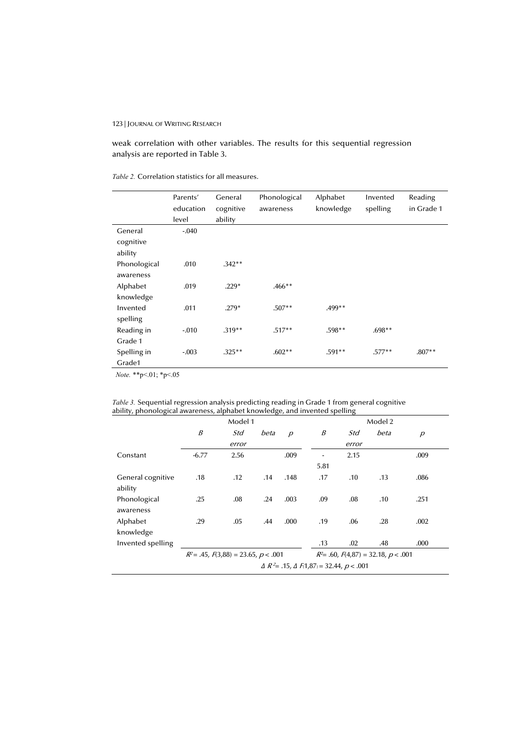weak correlation with other variables. The results for this sequential regression analysis are reported in Table 3.

*Table 2.* Correlation statistics for all measures.

| | Parents' education level | General cognitive ability | Phonological awareness | Alphabet knowledge | Invented spelling | Reading in Grade 1 |
|---|---|---|---|---|---|---|
| General cognitive ability | -.040 | | | | | |
| Phonological awareness | .010 | .342** | | | | |
| Alphabet knowledge | .019 | .229* | .466** | | | |
| Invented spelling | .011 | .279* | .507** | .499** | | |
| Reading in Grade 1 | -.010 | .319** | .517** | .598** | .698** | |
| Spelling in Grade1 | -.003 | .325** | .602** | .591** | .577** | .807** |

*Note.* **p<.01; *p<.05

*Table 3.* Sequential regression analysis predicting reading in Grade 1 from general cognitive ability, phonological awareness, alphabet knowledge, and invented spelling

| | Model 1 | | | | Model 2 | | | |
|---|---|---|---|---|---|---|---|---|
| | *B* | *Std error* | *beta* | *p* | *B* | *Std error* | *beta* | *p* |
| Constant | -6.77 | 2.56 | | .009 | -5.81 | 2.15 | | .009 |
| General cognitive ability | .18 | .12 | .14 | .148 | .17 | .10 | .13 | .086 |
| Phonological awareness | .25 | .08 | .24 | .003 | .09 | .08 | .10 | .251 |
| Alphabet knowledge | .29 | .05 | .44 | .000 | .19 | .06 | .28 | .002 |
| Invented spelling | | | | | .13 | .02 | .48 | .000 |
| | $R^2 = .45$, $F(3,88) = 23.65$, $p < .001$ | | | | $R^2 = .60$, $F(4,87) = 32.18$, $p < .001$ | | | |
| | $\Delta R^2 = .15$, $\Delta F(1,87) = 32.44$, $p < .001$ | | | | | | | |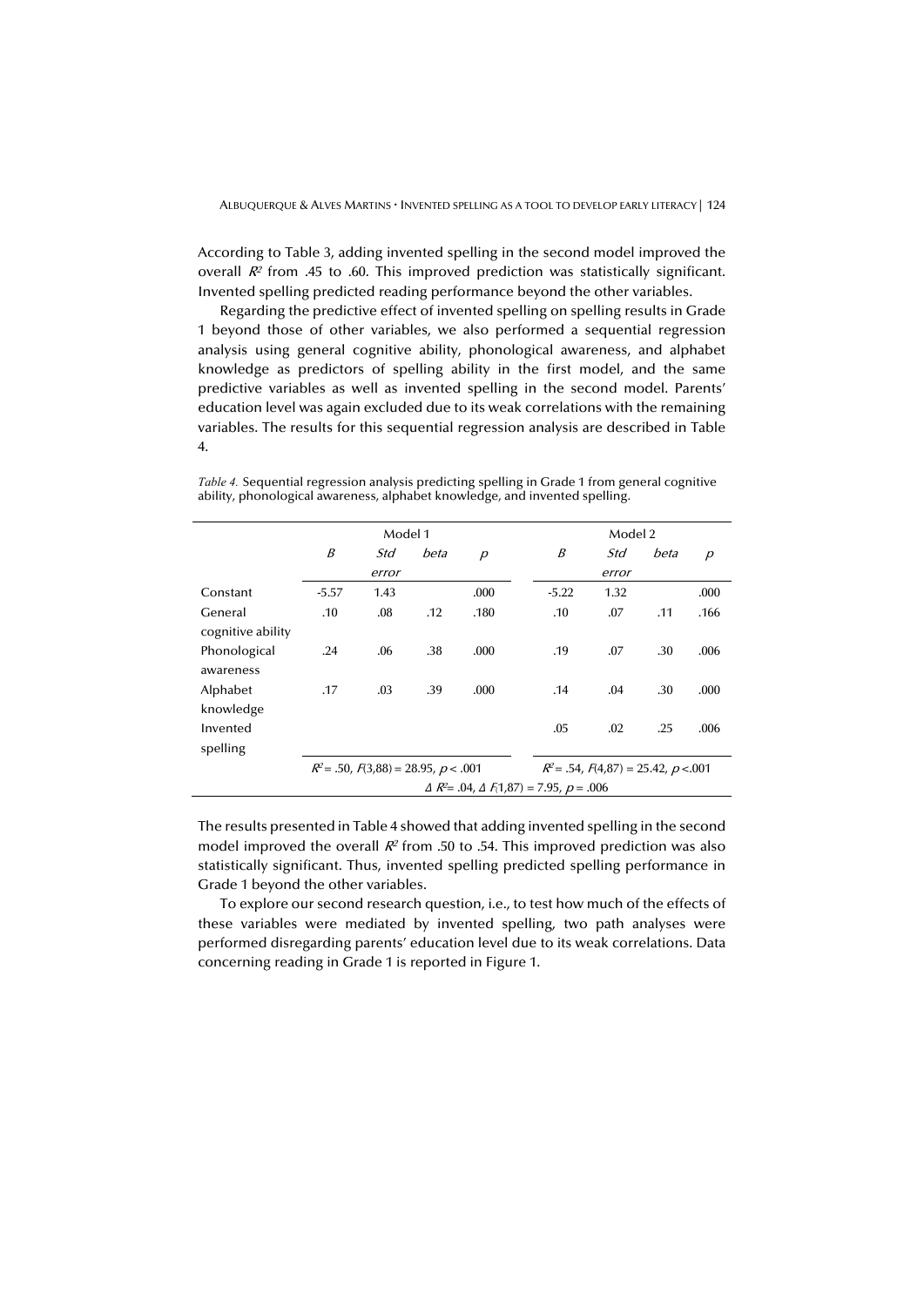According to Table 3, adding invented spelling in the second model improved the overall $R^2$ from .45 to .60. This improved prediction was statistically significant. Invented spelling predicted reading performance beyond the other variables.

Regarding the predictive effect of invented spelling on spelling results in Grade 1 beyond those of other variables, we also performed a sequential regression analysis using general cognitive ability, phonological awareness, and alphabet knowledge as predictors of spelling ability in the first model, and the same predictive variables as well as invented spelling in the second model. Parents' education level was again excluded due to its weak correlations with the remaining variables. The results for this sequential regression analysis are described in Table 4.

*Table 4.* Sequential regression analysis predicting spelling in Grade 1 from general cognitive ability, phonological awareness, alphabet knowledge, and invented spelling.

| | Model 1 | | | | Model 2 | | | |
|---|---|---|---|---|---|---|---|---|
| | *B* | *Std error* | *beta* | *p* | *B* | *Std error* | *beta* | *p* |
| Constant | -5.57 | 1.43 | | .000 | -5.22 | 1.32 | | .000 |
| General cognitive ability | .10 | .08 | .12 | .180 | .10 | .07 | .11 | .166 |
| Phonological awareness | .24 | .06 | .38 | .000 | .19 | .07 | .30 | .006 |
| Alphabet knowledge | .17 | .03 | .39 | .000 | .14 | .04 | .30 | .000 |
| Invented spelling | | | | | .05 | .02 | .25 | .006 |
| | $R^2 = .50$, $F(3,88) = 28.95$, $p < .001$ | | | | $R^2 = .54$, $F(4,87) = 25.42$, $p < .001$ | | | |
| | $\Delta R^2 = .04$, $\Delta F(1,87) = 7.95$, $p = .006$ | | | | | | | |

The results presented in Table 4 showed that adding invented spelling in the second model improved the overall $R^2$ from .50 to .54. This improved prediction was also statistically significant. Thus, invented spelling predicted spelling performance in Grade 1 beyond the other variables.

To explore our second research question, i.e., to test how much of the effects of these variables were mediated by invented spelling, two path analyses were performed disregarding parents' education level due to its weak correlations. Data concerning reading in Grade 1 is reported in Figure 1.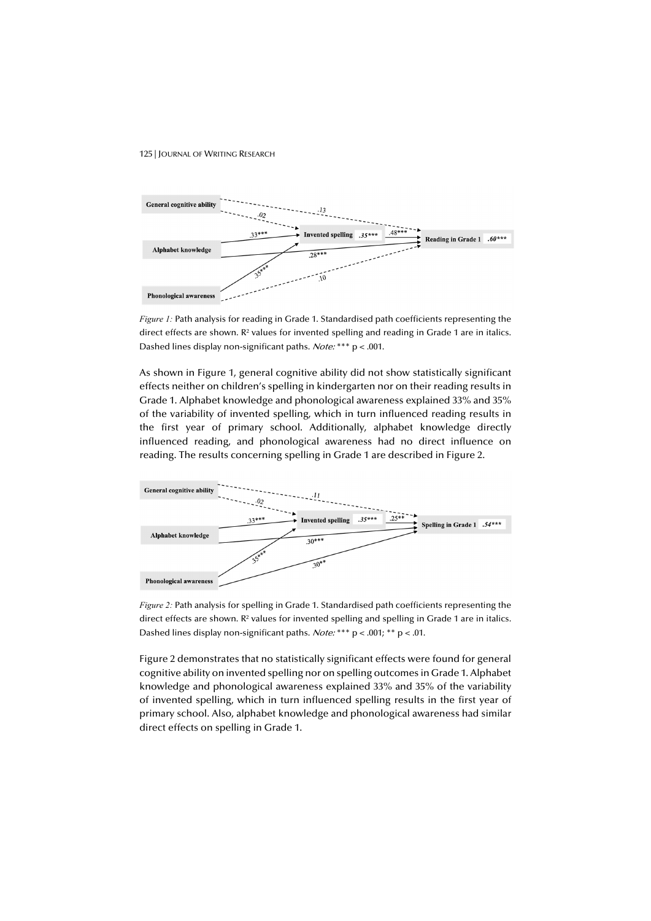*Figure 1:* Path analysis for reading in Grade 1. Standardised path coefficients representing the direct effects are shown. $R^2$ values for invented spelling and reading in Grade 1 are in italics. Dashed lines display non-significant paths. *Note:* *** $p < .001$.

As shown in Figure 1, general cognitive ability did not show statistically significant effects neither on children's spelling in kindergarten nor on their reading results in Grade 1. Alphabet knowledge and phonological awareness explained 33% and 35% of the variability of invented spelling, which in turn influenced reading results in the first year of primary school. Additionally, alphabet knowledge directly influenced reading, and phonological awareness had no direct influence on reading. The results concerning spelling in Grade 1 are described in Figure 2.

*Figure 2:* Path analysis for spelling in Grade 1. Standardised path coefficients representing the direct effects are shown. $R^2$ values for invented spelling and spelling in Grade 1 are in italics. Dashed lines display non-significant paths. *Note:* *** $p < .001$; ** $p < .01$.

Figure 2 demonstrates that no statistically significant effects were found for general cognitive ability on invented spelling nor on spelling outcomes in Grade 1. Alphabet knowledge and phonological awareness explained 33% and 35% of the variability of invented spelling, which in turn influenced spelling results in the first year of primary school. Also, alphabet knowledge and phonological awareness had similar direct effects on spelling in Grade 1.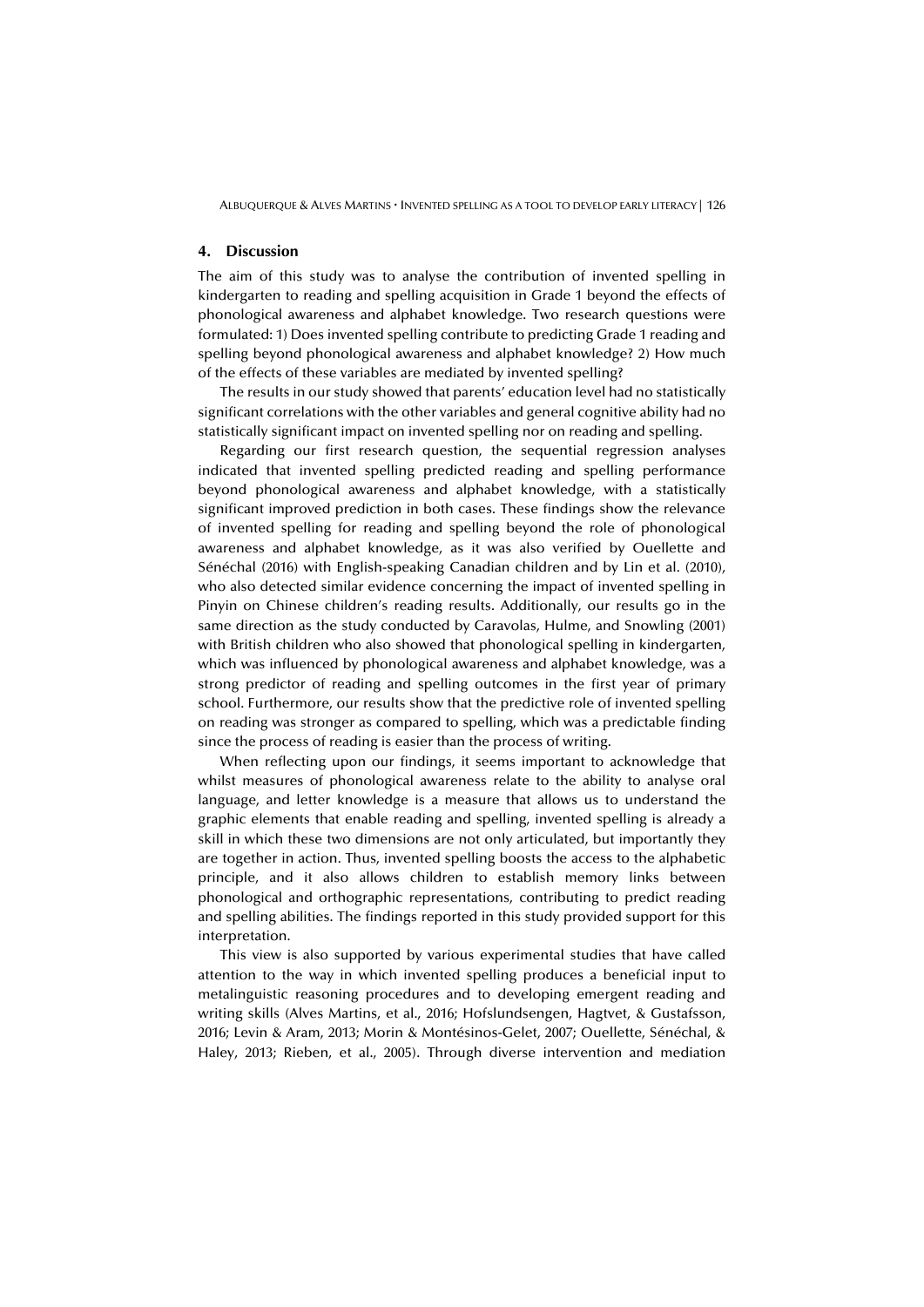## 4. Discussion

The aim of this study was to analyse the contribution of invented spelling in kindergarten to reading and spelling acquisition in Grade 1 beyond the effects of phonological awareness and alphabet knowledge. Two research questions were formulated: 1) Does invented spelling contribute to predicting Grade 1 reading and spelling beyond phonological awareness and alphabet knowledge? 2) How much of the effects of these variables are mediated by invented spelling?

The results in our study showed that parents' education level had no statistically significant correlations with the other variables and general cognitive ability had no statistically significant impact on invented spelling nor on reading and spelling.

Regarding our first research question, the sequential regression analyses indicated that invented spelling predicted reading and spelling performance beyond phonological awareness and alphabet knowledge, with a statistically significant improved prediction in both cases. These findings show the relevance of invented spelling for reading and spelling beyond the role of phonological awareness and alphabet knowledge, as it was also verified by Ouellette and Sénéchal (2016) with English-speaking Canadian children and by Lin et al. (2010), who also detected similar evidence concerning the impact of invented spelling in Pinyin on Chinese children's reading results. Additionally, our results go in the same direction as the study conducted by Caravolas, Hulme, and Snowling (2001) with British children who also showed that phonological spelling in kindergarten, which was influenced by phonological awareness and alphabet knowledge, was a strong predictor of reading and spelling outcomes in the first year of primary school. Furthermore, our results show that the predictive role of invented spelling on reading was stronger as compared to spelling, which was a predictable finding since the process of reading is easier than the process of writing.

When reflecting upon our findings, it seems important to acknowledge that whilst measures of phonological awareness relate to the ability to analyse oral language, and letter knowledge is a measure that allows us to understand the graphic elements that enable reading and spelling, invented spelling is already a skill in which these two dimensions are not only articulated, but importantly they are together in action. Thus, invented spelling boosts the access to the alphabetic principle, and it also allows children to establish memory links between phonological and orthographic representations, contributing to predict reading and spelling abilities. The findings reported in this study provided support for this interpretation.

This view is also supported by various experimental studies that have called attention to the way in which invented spelling produces a beneficial input to metalinguistic reasoning procedures and to developing emergent reading and writing skills (Alves Martins, et al., 2016; Hofslundsengen, Hagtvet, & Gustafsson, 2016; Levin & Aram, 2013; Morin & Montésinos-Gelet, 2007; Ouellette, Sénéchal, & Haley, 2013; Rieben, et al., 2005). Through diverse intervention and mediation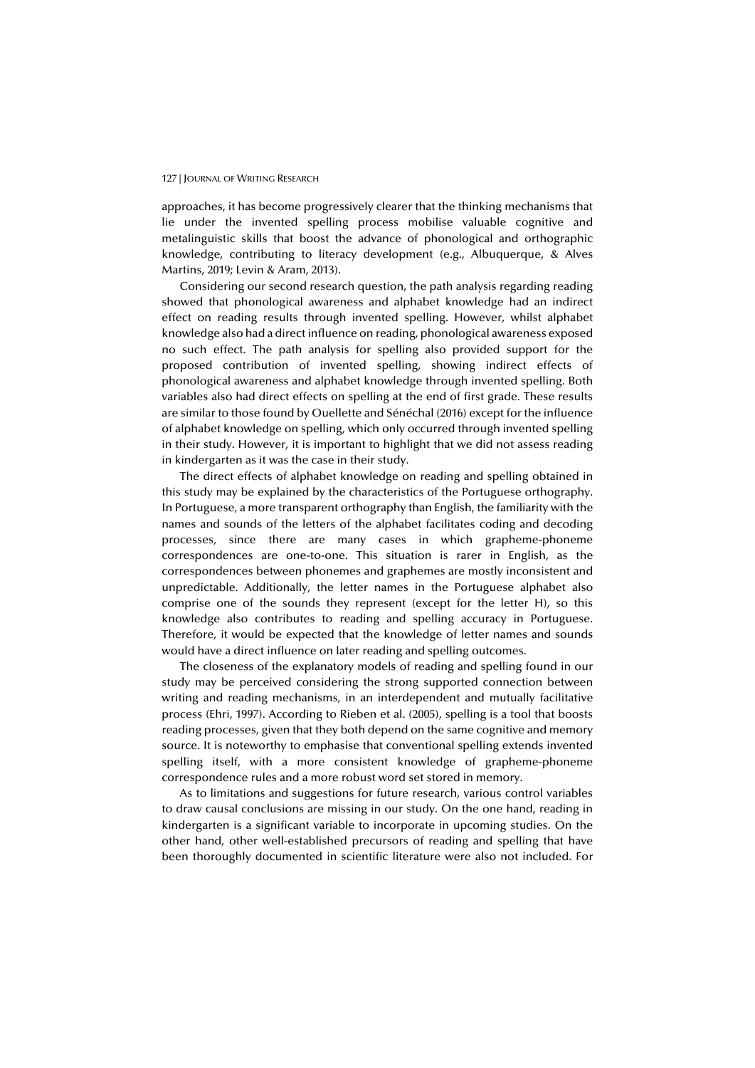approaches, it has become progressively clearer that the thinking mechanisms that lie under the invented spelling process mobilise valuable cognitive and metalinguistic skills that boost the advance of phonological and orthographic knowledge, contributing to literacy development (e.g., Albuquerque, & Alves Martins, 2019; Levin & Aram, 2013).

Considering our second research question, the path analysis regarding reading showed that phonological awareness and alphabet knowledge had an indirect effect on reading results through invented spelling. However, whilst alphabet knowledge also had a direct influence on reading, phonological awareness exposed no such effect. The path analysis for spelling also provided support for the proposed contribution of invented spelling, showing indirect effects of phonological awareness and alphabet knowledge through invented spelling. Both variables also had direct effects on spelling at the end of first grade. These results are similar to those found by Ouellette and Sénéchal (2016) except for the influence of alphabet knowledge on spelling, which only occurred through invented spelling in their study. However, it is important to highlight that we did not assess reading in kindergarten as it was the case in their study.

The direct effects of alphabet knowledge on reading and spelling obtained in this study may be explained by the characteristics of the Portuguese orthography. In Portuguese, a more transparent orthography than English, the familiarity with the names and sounds of the letters of the alphabet facilitates coding and decoding processes, since there are many cases in which grapheme-phoneme correspondences are one-to-one. This situation is rarer in English, as the correspondences between phonemes and graphemes are mostly inconsistent and unpredictable. Additionally, the letter names in the Portuguese alphabet also comprise one of the sounds they represent (except for the letter H), so this knowledge also contributes to reading and spelling accuracy in Portuguese. Therefore, it would be expected that the knowledge of letter names and sounds would have a direct influence on later reading and spelling outcomes.

The closeness of the explanatory models of reading and spelling found in our study may be perceived considering the strong supported connection between writing and reading mechanisms, in an interdependent and mutually facilitative process (Ehri, 1997). According to Rieben et al. (2005), spelling is a tool that boosts reading processes, given that they both depend on the same cognitive and memory source. It is noteworthy to emphasise that conventional spelling extends invented spelling itself, with a more consistent knowledge of grapheme-phoneme correspondence rules and a more robust word set stored in memory.

As to limitations and suggestions for future research, various control variables to draw causal conclusions are missing in our study. On the one hand, reading in kindergarten is a significant variable to incorporate in upcoming studies. On the other hand, other well-established precursors of reading and spelling that have been thoroughly documented in scientific literature were also not included. For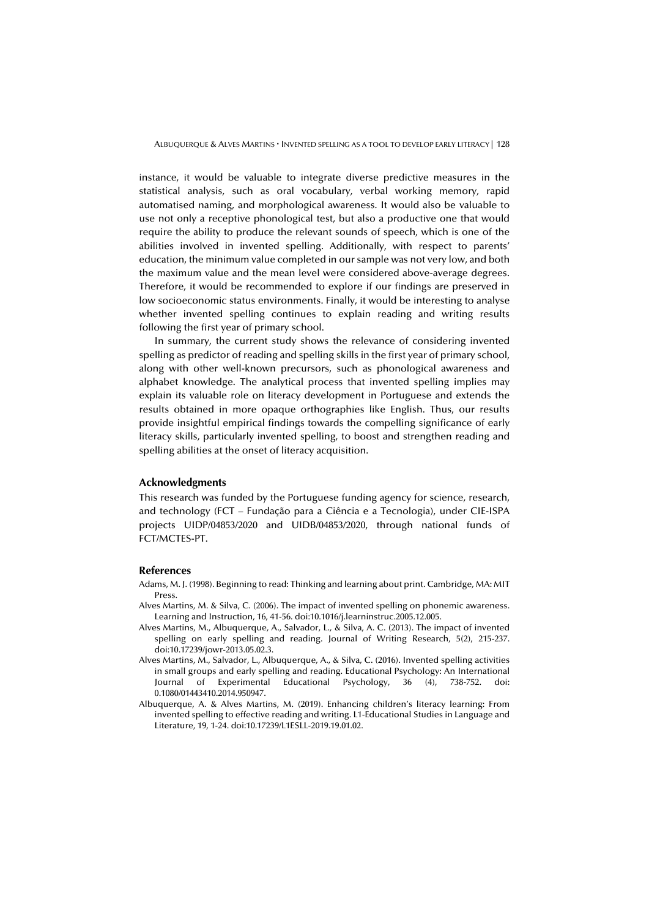instance, it would be valuable to integrate diverse predictive measures in the statistical analysis, such as oral vocabulary, verbal working memory, rapid automatised naming, and morphological awareness. It would also be valuable to use not only a receptive phonological test, but also a productive one that would require the ability to produce the relevant sounds of speech, which is one of the abilities involved in invented spelling. Additionally, with respect to parents' education, the minimum value completed in our sample was not very low, and both the maximum value and the mean level were considered above-average degrees. Therefore, it would be recommended to explore if our findings are preserved in low socioeconomic status environments. Finally, it would be interesting to analyse whether invented spelling continues to explain reading and writing results following the first year of primary school.

In summary, the current study shows the relevance of considering invented spelling as predictor of reading and spelling skills in the first year of primary school, along with other well-known precursors, such as phonological awareness and alphabet knowledge. The analytical process that invented spelling implies may explain its valuable role on literacy development in Portuguese and extends the results obtained in more opaque orthographies like English. Thus, our results provide insightful empirical findings towards the compelling significance of early literacy skills, particularly invented spelling, to boost and strengthen reading and spelling abilities at the onset of literacy acquisition.

## Acknowledgments

This research was funded by the Portuguese funding agency for science, research, and technology (FCT – Fundação para a Ciência e a Tecnologia), under CIE-ISPA projects UIDP/04853/2020 and UIDB/04853/2020, through national funds of FCT/MCTES-PT.

## References

Adams, M. J. (1998). Beginning to read: Thinking and learning about print. Cambridge, MA: MIT Press.

Alves Martins, M. & Silva, C. (2006). The impact of invented spelling on phonemic awareness. Learning and Instruction, 16, 41-56. doi:10.1016/j.learninstruc.2005.12.005.

Alves Martins, M., Albuquerque, A., Salvador, L., & Silva, A. C. (2013). The impact of invented spelling on early spelling and reading. Journal of Writing Research, 5(2), 215-237. doi:10.17239/jowr-2013.05.02.3.

Alves Martins, M., Salvador, L., Albuquerque, A., & Silva, C. (2016). Invented spelling activities in small groups and early spelling and reading. Educational Psychology: An International Journal of Experimental Educational Psychology, 36 (4), 738-752. doi: 0.1080/01443410.2014.950947.

Albuquerque, A. & Alves Martins, M. (2019). Enhancing children's literacy learning: From invented spelling to effective reading and writing. L1-Educational Studies in Language and Literature, 19, 1-24. doi:10.17239/L1ESLL-2019.19.01.02.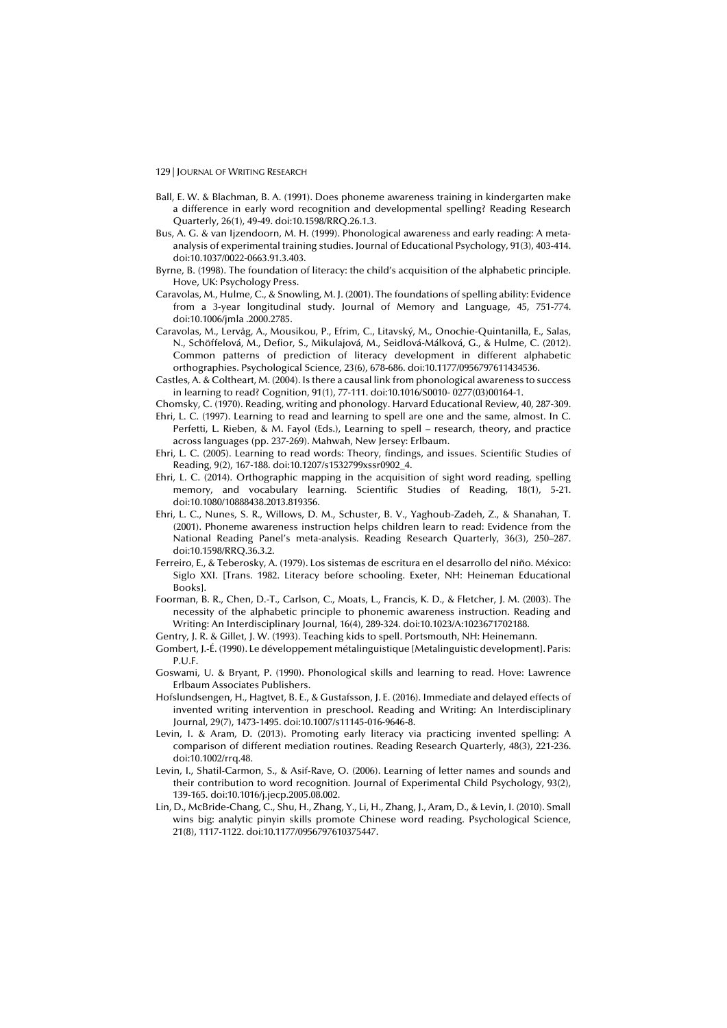Ball, E. W. & Blachman, B. A. (1991). Does phoneme awareness training in kindergarten make a difference in early word recognition and developmental spelling? Reading Research Quarterly, 26(1), 49-49. doi:10.1598/RRQ.26.1.3.

Bus, A. G. & van Ijzendoorn, M. H. (1999). Phonological awareness and early reading: A meta-analysis of experimental training studies. Journal of Educational Psychology, 91(3), 403-414. doi:10.1037/0022-0663.91.3.403.

Byrne, B. (1998). The foundation of literacy: the child's acquisition of the alphabetic principle. Hove, UK: Psychology Press.

Caravolas, M., Hulme, C., & Snowling, M. J. (2001). The foundations of spelling ability: Evidence from a 3-year longitudinal study. Journal of Memory and Language, 45, 751-774. doi:10.1006/jmla .2000.2785.

Caravolas, M., Lervåg, A., Mousikou, P., Efrim, C., Litavský, M., Onochie-Quintanilla, E., Salas, N., Schöffelová, M., Defior, S., Mikulajová, M., Seidlová-Málková, G., & Hulme, C. (2012). Common patterns of prediction of literacy development in different alphabetic orthographies. Psychological Science, 23(6), 678-686. doi:10.1177/0956797611434536.

Castles, A. & Coltheart, M. (2004). Is there a causal link from phonological awareness to success in learning to read? Cognition, 91(1), 77-111. doi:10.1016/S0010- 0277(03)00164-1.

Chomsky, C. (1970). Reading, writing and phonology. Harvard Educational Review, 40, 287-309.

Ehri, L. C. (1997). Learning to read and learning to spell are one and the same, almost. In C. Perfetti, L. Rieben, & M. Fayol (Eds.), Learning to spell – research, theory, and practice across languages (pp. 237-269). Mahwah, New Jersey: Erlbaum.

Ehri, L. C. (2005). Learning to read words: Theory, findings, and issues. Scientific Studies of Reading, 9(2), 167-188. doi:10.1207/s1532799xssr0902_4.

Ehri, L. C. (2014). Orthographic mapping in the acquisition of sight word reading, spelling memory, and vocabulary learning. Scientific Studies of Reading, 18(1), 5-21. doi:10.1080/10888438.2013.819356.

Ehri, L. C., Nunes, S. R., Willows, D. M., Schuster, B. V., Yaghoub-Zadeh, Z., & Shanahan, T. (2001). Phoneme awareness instruction helps children learn to read: Evidence from the National Reading Panel's meta-analysis. Reading Research Quarterly, 36(3), 250–287. doi:10.1598/RRQ.36.3.2.

Ferreiro, E., & Teberosky, A. (1979). Los sistemas de escritura en el desarrollo del niño. México: Siglo XXI. [Trans. 1982. Literacy before schooling. Exeter, NH: Heineman Educational Books].

Foorman, B. R., Chen, D.-T., Carlson, C., Moats, L., Francis, K. D., & Fletcher, J. M. (2003). The necessity of the alphabetic principle to phonemic awareness instruction. Reading and Writing: An Interdisciplinary Journal, 16(4), 289-324. doi:10.1023/A:1023671702188.

Gentry, J. R. & Gillet, J. W. (1993). Teaching kids to spell. Portsmouth, NH: Heinemann.

Gombert, J.-É. (1990). Le développement métalinguistique [Metalinguistic development]. Paris: P.U.F.

Goswami, U. & Bryant, P. (1990). Phonological skills and learning to read. Hove: Lawrence Erlbaum Associates Publishers.

Hofslundsengen, H., Hagtvet, B. E., & Gustafsson, J. E. (2016). Immediate and delayed effects of invented writing intervention in preschool. Reading and Writing: An Interdisciplinary Journal, 29(7), 1473-1495. doi:10.1007/s11145-016-9646-8.

Levin, I. & Aram, D. (2013). Promoting early literacy via practicing invented spelling: A comparison of different mediation routines. Reading Research Quarterly, 48(3), 221-236. doi:10.1002/rrq.48.

Levin, I., Shatil-Carmon, S., & Asif-Rave, O. (2006). Learning of letter names and sounds and their contribution to word recognition. Journal of Experimental Child Psychology, 93(2), 139-165. doi:10.1016/j.jecp.2005.08.002.

Lin, D., McBride-Chang, C., Shu, H., Zhang, Y., Li, H., Zhang, J., Aram, D., & Levin, I. (2010). Small wins big: analytic pinyin skills promote Chinese word reading. Psychological Science, 21(8), 1117-1122. doi:10.1177/0956797610375447.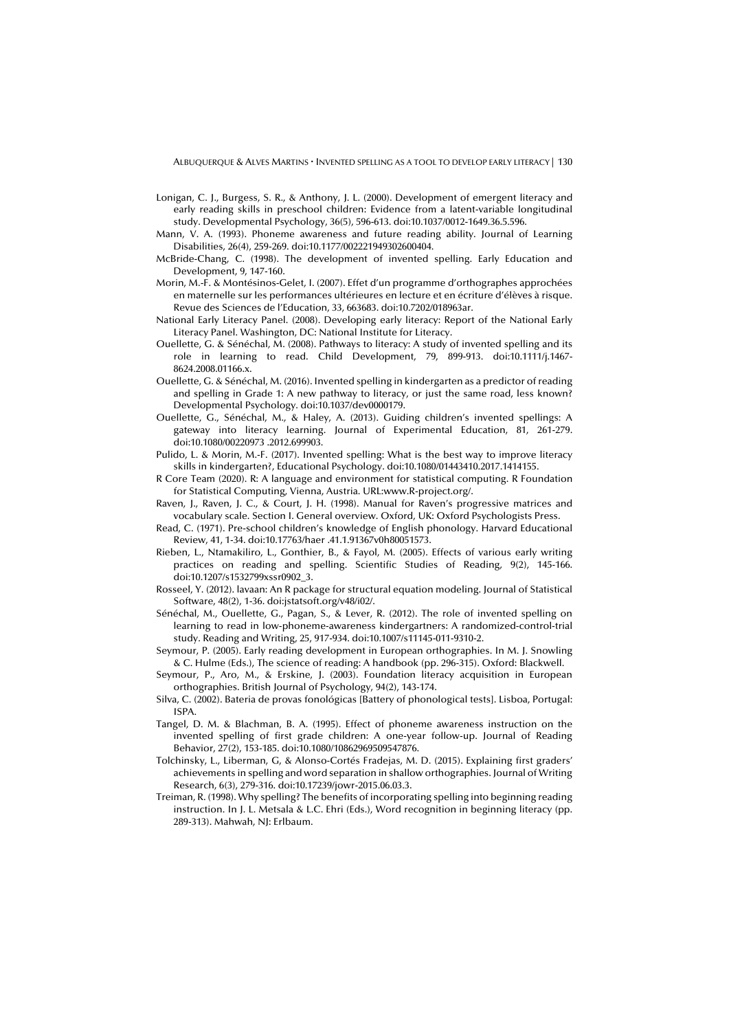Lonigan, C. J., Burgess, S. R., & Anthony, J. L. (2000). Development of emergent literacy and early reading skills in preschool children: Evidence from a latent-variable longitudinal study. Developmental Psychology, 36(5), 596-613. doi:10.1037/0012-1649.36.5.596.

Mann, V. A. (1993). Phoneme awareness and future reading ability. Journal of Learning Disabilities, 26(4), 259-269. doi:10.1177/002221949302600404.

McBride-Chang, C. (1998). The development of invented spelling. Early Education and Development, 9, 147-160.

Morin, M.-F. & Montésinos-Gelet, I. (2007). Effet d'un programme d'orthographes approchées en maternelle sur les performances ultérieures en lecture et en écriture d'élèves à risque. Revue des Sciences de l'Education, 33, 663683. doi:10.7202/018963ar.

National Early Literacy Panel. (2008). Developing early literacy: Report of the National Early Literacy Panel. Washington, DC: National Institute for Literacy.

Ouellette, G. & Sénéchal, M. (2008). Pathways to literacy: A study of invented spelling and its role in learning to read. Child Development, 79, 899-913. doi:10.1111/j.1467-8624.2008.01166.x.

Ouellette, G. & Sénéchal, M. (2016). Invented spelling in kindergarten as a predictor of reading and spelling in Grade 1: A new pathway to literacy, or just the same road, less known? Developmental Psychology. doi:10.1037/dev0000179.

Ouellette, G., Sénéchal, M., & Haley, A. (2013). Guiding children's invented spellings: A gateway into literacy learning. Journal of Experimental Education, 81, 261-279. doi:10.1080/00220973 .2012.699903.

Pulido, L. & Morin, M.-F. (2017). Invented spelling: What is the best way to improve literacy skills in kindergarten?, Educational Psychology. doi:10.1080/01443410.2017.1414155.

R Core Team (2020). R: A language and environment for statistical computing. R Foundation for Statistical Computing, Vienna, Austria. URL:www.R-project.org/.

Raven, J., Raven, J. C., & Court, J. H. (1998). Manual for Raven's progressive matrices and vocabulary scale. Section I. General overview. Oxford, UK: Oxford Psychologists Press.

Read, C. (1971). Pre-school children's knowledge of English phonology. Harvard Educational Review, 41, 1-34. doi:10.17763/haer .41.1.91367v0h80051573.

Rieben, L., Ntamakiliro, L., Gonthier, B., & Fayol, M. (2005). Effects of various early writing practices on reading and spelling. Scientific Studies of Reading, 9(2), 145-166. doi:10.1207/s1532799xssr0902_3.

Rosseel, Y. (2012). lavaan: An R package for structural equation modeling. Journal of Statistical Software, 48(2), 1-36. doi:jstatsoft.org/v48/i02/.

Sénéchal, M., Ouellette, G., Pagan, S., & Lever, R. (2012). The role of invented spelling on learning to read in low-phoneme-awareness kindergartners: A randomized-control-trial study. Reading and Writing, 25, 917-934. doi:10.1007/s11145-011-9310-2.

Seymour, P. (2005). Early reading development in European orthographies. In M. J. Snowling & C. Hulme (Eds.), The science of reading: A handbook (pp. 296-315). Oxford: Blackwell.

Seymour, P., Aro, M., & Erskine, J. (2003). Foundation literacy acquisition in European orthographies. British Journal of Psychology, 94(2), 143-174.

Silva, C. (2002). Bateria de provas fonológicas [Battery of phonological tests]. Lisboa, Portugal: ISPA.

Tangel, D. M. & Blachman, B. A. (1995). Effect of phoneme awareness instruction on the invented spelling of first grade children: A one-year follow-up. Journal of Reading Behavior, 27(2), 153-185. doi:10.1080/10862969509547876.

Tolchinsky, L., Liberman, G, & Alonso-Cortés Fradejas, M. D. (2015). Explaining first graders' achievements in spelling and word separation in shallow orthographies. Journal of Writing Research, 6(3), 279-316. doi:10.17239/jowr-2015.06.03.3.

Treiman, R. (1998). Why spelling? The benefits of incorporating spelling into beginning reading instruction. In J. L. Metsala & L.C. Ehri (Eds.), Word recognition in beginning literacy (pp. 289-313). Mahwah, NJ: Erlbaum.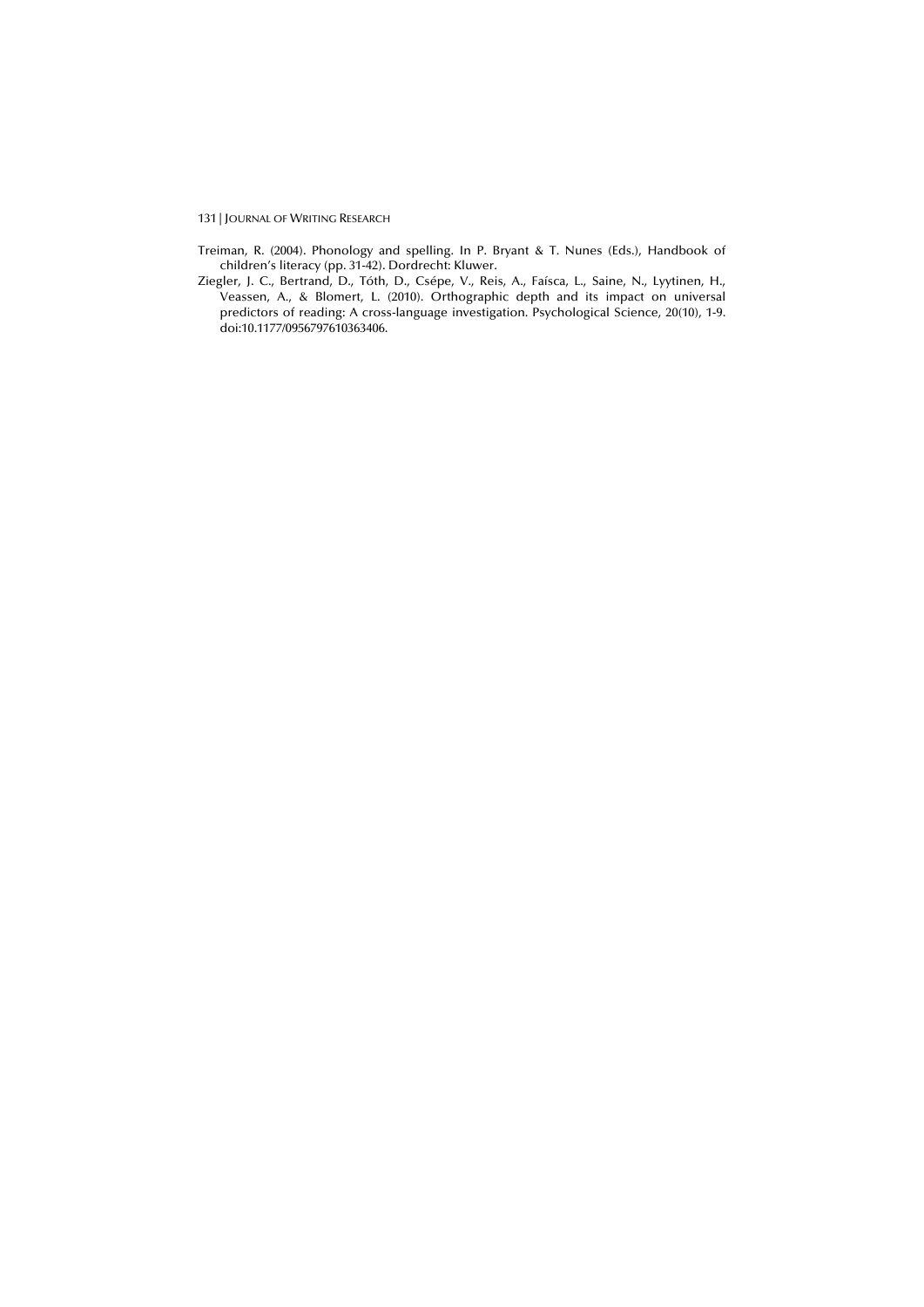Treiman, R. (2004). Phonology and spelling. In P. Bryant & T. Nunes (Eds.), Handbook of children's literacy (pp. 31-42). Dordrecht: Kluwer.

Ziegler, J. C., Bertrand, D., Tóth, D., Csépe, V., Reis, A., Faísca, L., Saine, N., Lyytinen, H., Veassen, A., & Blomert, L. (2010). Orthographic depth and its impact on universal predictors of reading: A cross-language investigation. Psychological Science, 20(10), 1-9. doi:10.1177/0956797610363406.